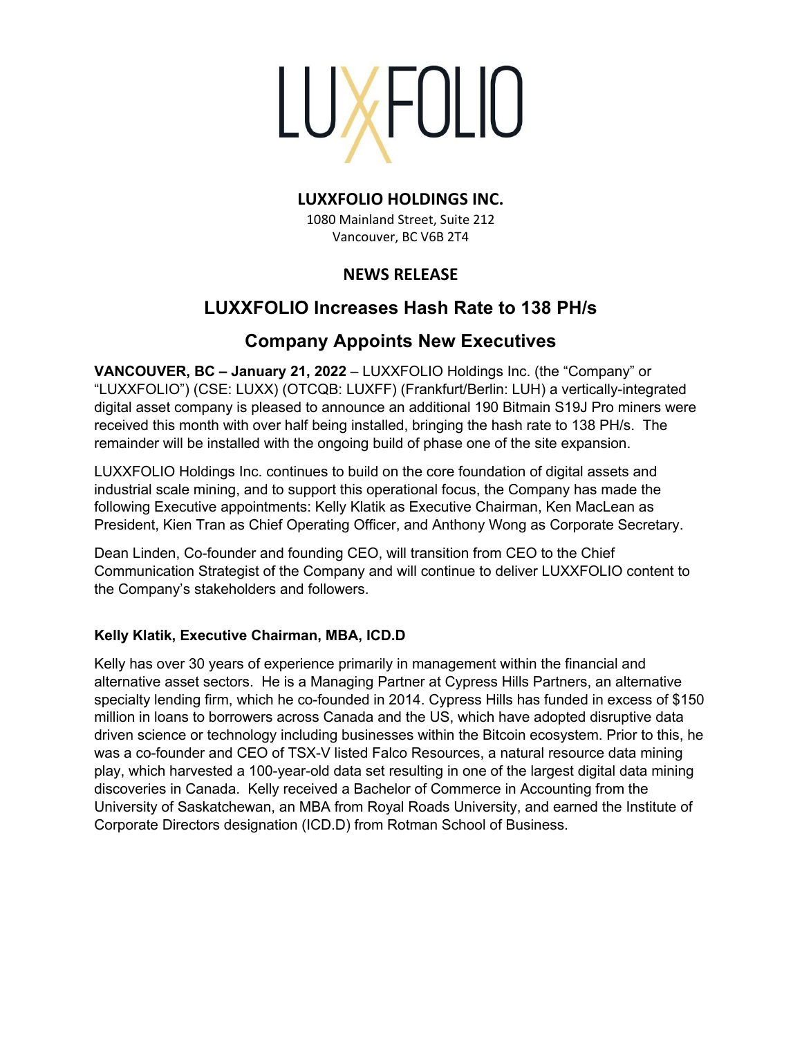LUXXFOLIO

**LUXXFOLIO HOLDINGS INC.**
1080 Mainland Street, Suite 212
Vancouver, BC V6B 2T4

**NEWS RELEASE**

# LUXXFOLIO Increases Hash Rate to 138 PH/s

## Company Appoints New Executives

**VANCOUVER, BC – January 21, 2022** – LUXXFOLIO Holdings Inc. (the "Company" or "LUXXFOLIO") (CSE: LUXX) (OTCQB: LUXFF) (Frankfurt/Berlin: LUH) a vertically-integrated digital asset company is pleased to announce an additional 190 Bitmain S19J Pro miners were received this month with over half being installed, bringing the hash rate to 138 PH/s. The remainder will be installed with the ongoing build of phase one of the site expansion.

LUXXFOLIO Holdings Inc. continues to build on the core foundation of digital assets and industrial scale mining, and to support this operational focus, the Company has made the following Executive appointments: Kelly Klatik as Executive Chairman, Ken MacLean as President, Kien Tran as Chief Operating Officer, and Anthony Wong as Corporate Secretary.

Dean Linden, Co-founder and founding CEO, will transition from CEO to the Chief Communication Strategist of the Company and will continue to deliver LUXXFOLIO content to the Company's stakeholders and followers.

### Kelly Klatik, Executive Chairman, MBA, ICD.D

Kelly has over 30 years of experience primarily in management within the financial and alternative asset sectors. He is a Managing Partner at Cypress Hills Partners, an alternative specialty lending firm, which he co-founded in 2014. Cypress Hills has funded in excess of $150 million in loans to borrowers across Canada and the US, which have adopted disruptive data driven science or technology including businesses within the Bitcoin ecosystem. Prior to this, he was a co-founder and CEO of TSX-V listed Falco Resources, a natural resource data mining play, which harvested a 100-year-old data set resulting in one of the largest digital data mining discoveries in Canada. Kelly received a Bachelor of Commerce in Accounting from the University of Saskatchewan, an MBA from Royal Roads University, and earned the Institute of Corporate Directors designation (ICD.D) from Rotman School of Business.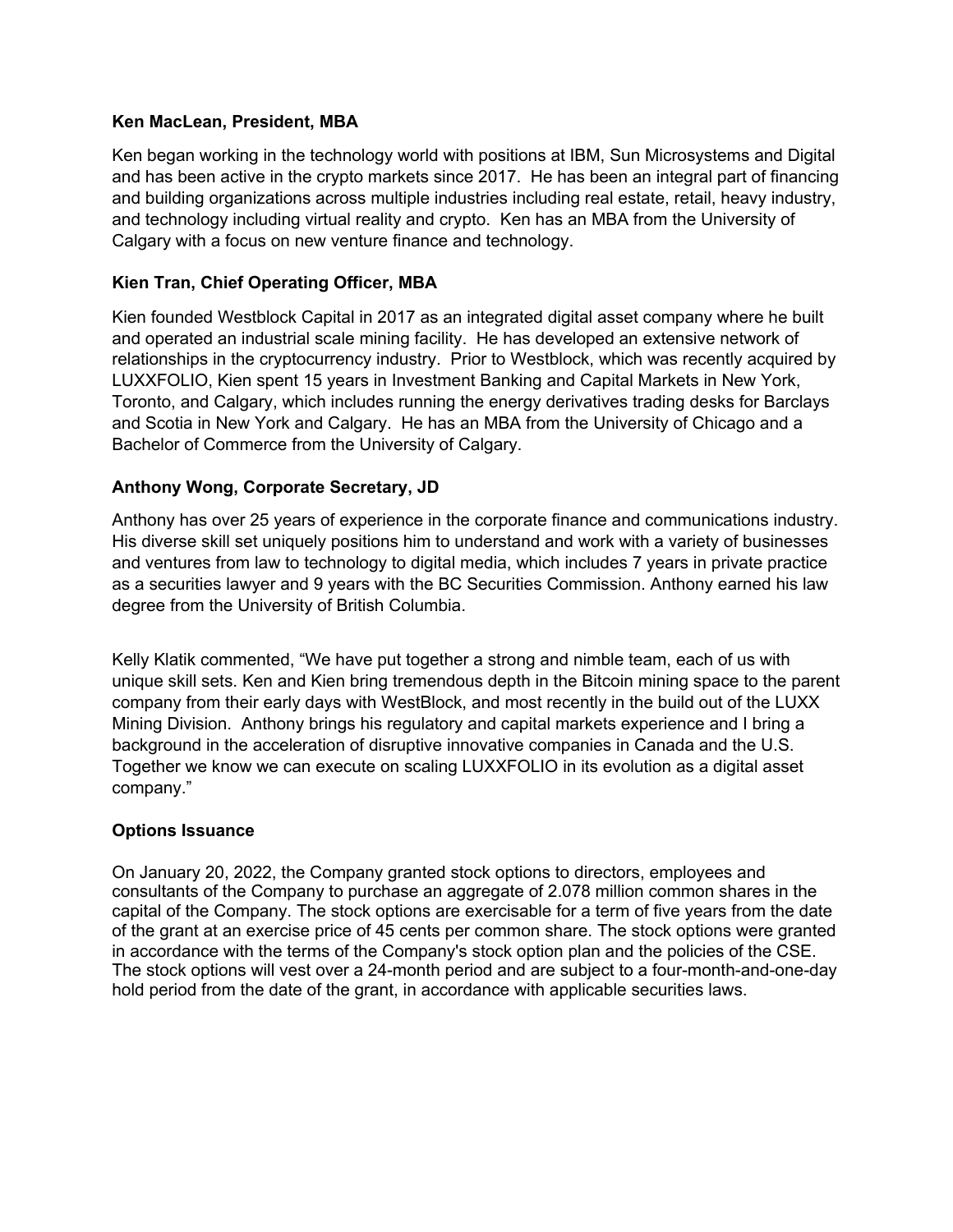**Ken MacLean, President, MBA**

Ken began working in the technology world with positions at IBM, Sun Microsystems and Digital and has been active in the crypto markets since 2017. He has been an integral part of financing and building organizations across multiple industries including real estate, retail, heavy industry, and technology including virtual reality and crypto. Ken has an MBA from the University of Calgary with a focus on new venture finance and technology.

**Kien Tran, Chief Operating Officer, MBA**

Kien founded Westblock Capital in 2017 as an integrated digital asset company where he built and operated an industrial scale mining facility. He has developed an extensive network of relationships in the cryptocurrency industry. Prior to Westblock, which was recently acquired by LUXXFOLIO, Kien spent 15 years in Investment Banking and Capital Markets in New York, Toronto, and Calgary, which includes running the energy derivatives trading desks for Barclays and Scotia in New York and Calgary. He has an MBA from the University of Chicago and a Bachelor of Commerce from the University of Calgary.

**Anthony Wong, Corporate Secretary, JD**

Anthony has over 25 years of experience in the corporate finance and communications industry. His diverse skill set uniquely positions him to understand and work with a variety of businesses and ventures from law to technology to digital media, which includes 7 years in private practice as a securities lawyer and 9 years with the BC Securities Commission. Anthony earned his law degree from the University of British Columbia.

Kelly Klatik commented, "We have put together a strong and nimble team, each of us with unique skill sets. Ken and Kien bring tremendous depth in the Bitcoin mining space to the parent company from their early days with WestBlock, and most recently in the build out of the LUXX Mining Division. Anthony brings his regulatory and capital markets experience and I bring a background in the acceleration of disruptive innovative companies in Canada and the U.S. Together we know we can execute on scaling LUXXFOLIO in its evolution as a digital asset company."

**Options Issuance**

On January 20, 2022, the Company granted stock options to directors, employees and consultants of the Company to purchase an aggregate of 2.078 million common shares in the capital of the Company. The stock options are exercisable for a term of five years from the date of the grant at an exercise price of 45 cents per common share. The stock options were granted in accordance with the terms of the Company's stock option plan and the policies of the CSE. The stock options will vest over a 24-month period and are subject to a four-month-and-one-day hold period from the date of the grant, in accordance with applicable securities laws.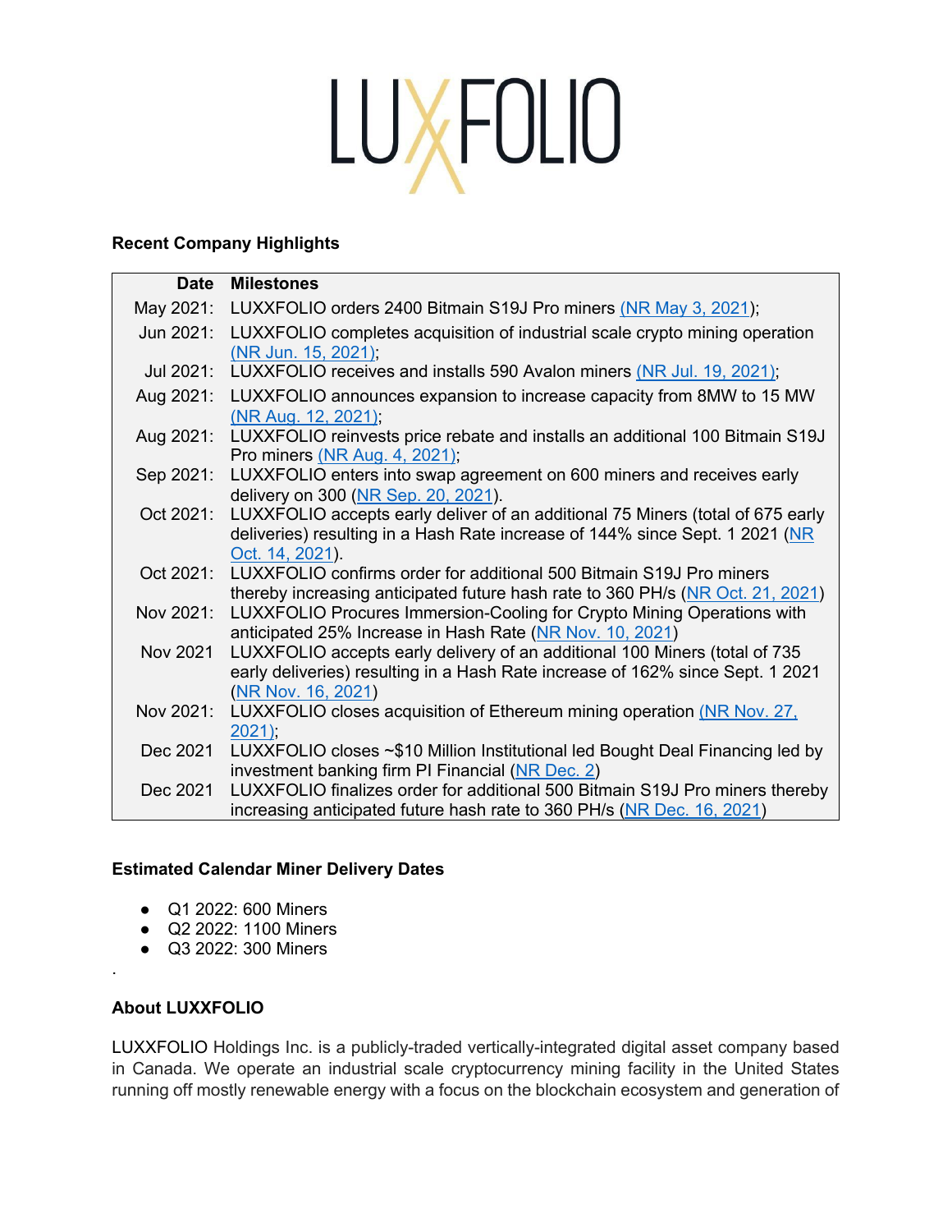# LUXFOLIO

**Recent Company Highlights**

| Date | Milestones |
|---|---|
| May 2021: | LUXXFOLIO orders 2400 Bitmain S19J Pro miners (NR May 3, 2021); |
| Jun 2021: | LUXXFOLIO completes acquisition of industrial scale crypto mining operation (NR Jun. 15, 2021); |
| Jul 2021: | LUXXFOLIO receives and installs 590 Avalon miners (NR Jul. 19, 2021); |
| Aug 2021: | LUXXFOLIO announces expansion to increase capacity from 8MW to 15 MW (NR Aug. 12, 2021); |
| Aug 2021: | LUXXFOLIO reinvests price rebate and installs an additional 100 Bitmain S19J Pro miners (NR Aug. 4, 2021); |
| Sep 2021: | LUXXFOLIO enters into swap agreement on 600 miners and receives early delivery on 300 (NR Sep. 20, 2021). |
| Oct 2021: | LUXXFOLIO accepts early deliver of an additional 75 Miners (total of 675 early deliveries) resulting in a Hash Rate increase of 144% since Sept. 1 2021 (NR Oct. 14, 2021). |
| Oct 2021: | LUXXFOLIO confirms order for additional 500 Bitmain S19J Pro miners thereby increasing anticipated future hash rate to 360 PH/s (NR Oct. 21, 2021) |
| Nov 2021: | LUXXFOLIO Procures Immersion-Cooling for Crypto Mining Operations with anticipated 25% Increase in Hash Rate (NR Nov. 10, 2021) |
| Nov 2021 | LUXXFOLIO accepts early delivery of an additional 100 Miners (total of 735 early deliveries) resulting in a Hash Rate increase of 162% since Sept. 1 2021 (NR Nov. 16, 2021) |
| Nov 2021: | LUXXFOLIO closes acquisition of Ethereum mining operation (NR Nov. 27, 2021); |
| Dec 2021 | LUXXFOLIO closes ~$10 Million Institutional led Bought Deal Financing led by investment banking firm PI Financial (NR Dec. 2) |
| Dec 2021 | LUXXFOLIO finalizes order for additional 500 Bitmain S19J Pro miners thereby increasing anticipated future hash rate to 360 PH/s (NR Dec. 16, 2021) |

**Estimated Calendar Miner Delivery Dates**

- Q1 2022: 600 Miners
- Q2 2022: 1100 Miners
- Q3 2022: 300 Miners

.

**About LUXXFOLIO**

LUXXFOLIO Holdings Inc. is a publicly-traded vertically-integrated digital asset company based in Canada. We operate an industrial scale cryptocurrency mining facility in the United States running off mostly renewable energy with a focus on the blockchain ecosystem and generation of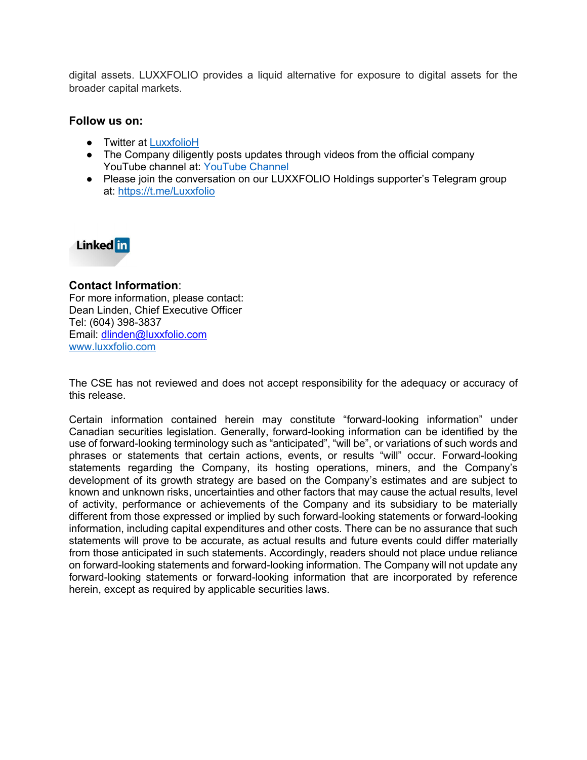digital assets. LUXXFOLIO provides a liquid alternative for exposure to digital assets for the broader capital markets.

**Follow us on:**

- Twitter at LuxxfolioH
- The Company diligently posts updates through videos from the official company YouTube channel at: YouTube Channel
- Please join the conversation on our LUXXFOLIO Holdings supporter's Telegram group at: https://t.me/Luxxfolio

LinkedIn

**Contact Information**:
For more information, please contact:
Dean Linden, Chief Executive Officer
Tel: (604) 398-3837
Email: dlinden@luxxfolio.com
www.luxxfolio.com

The CSE has not reviewed and does not accept responsibility for the adequacy or accuracy of this release.

Certain information contained herein may constitute "forward-looking information" under Canadian securities legislation. Generally, forward-looking information can be identified by the use of forward-looking terminology such as "anticipated", "will be", or variations of such words and phrases or statements that certain actions, events, or results "will" occur. Forward-looking statements regarding the Company, its hosting operations, miners, and the Company's development of its growth strategy are based on the Company's estimates and are subject to known and unknown risks, uncertainties and other factors that may cause the actual results, level of activity, performance or achievements of the Company and its subsidiary to be materially different from those expressed or implied by such forward-looking statements or forward-looking information, including capital expenditures and other costs. There can be no assurance that such statements will prove to be accurate, as actual results and future events could differ materially from those anticipated in such statements. Accordingly, readers should not place undue reliance on forward-looking statements and forward-looking information. The Company will not update any forward-looking statements or forward-looking information that are incorporated by reference herein, except as required by applicable securities laws.